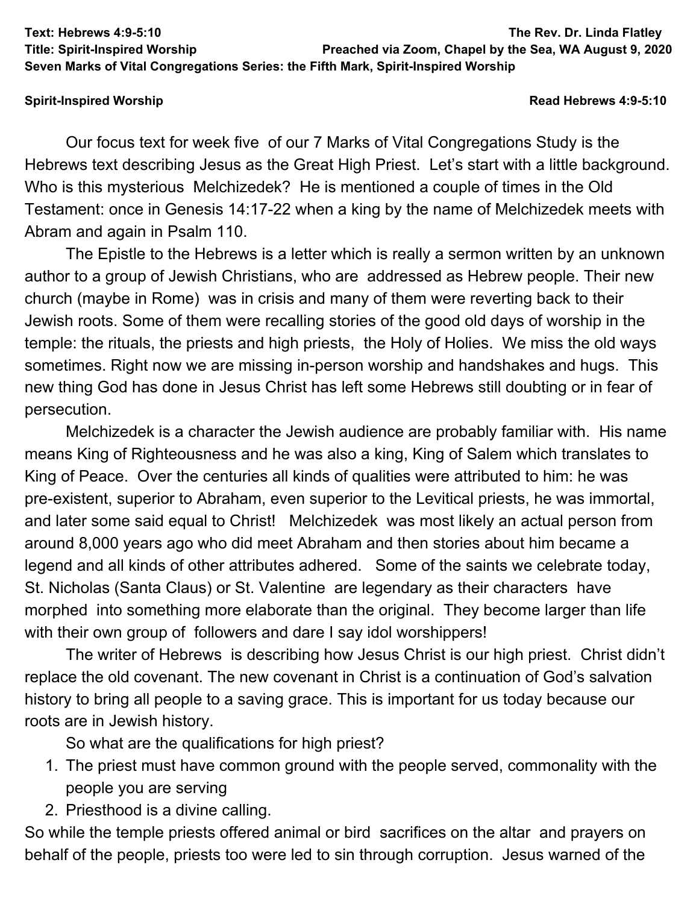**Text: Hebrews 4:9-5:10** **The Rev. Dr. Linda Flatley**
**Title: Spirit-Inspired Worship** **Preached via Zoom, Chapel by the Sea, WA August 9, 2020**
**Seven Marks of Vital Congregations Series: the Fifth Mark, Spirit-Inspired Worship**

**Spirit-Inspired Worship** **Read Hebrews 4:9-5:10**

Our focus text for week five of our 7 Marks of Vital Congregations Study is the Hebrews text describing Jesus as the Great High Priest. Let's start with a little background. Who is this mysterious Melchizedek? He is mentioned a couple of times in the Old Testament: once in Genesis 14:17-22 when a king by the name of Melchizedek meets with Abram and again in Psalm 110.

The Epistle to the Hebrews is a letter which is really a sermon written by an unknown author to a group of Jewish Christians, who are addressed as Hebrew people. Their new church (maybe in Rome) was in crisis and many of them were reverting back to their Jewish roots. Some of them were recalling stories of the good old days of worship in the temple: the rituals, the priests and high priests, the Holy of Holies. We miss the old ways sometimes. Right now we are missing in-person worship and handshakes and hugs. This new thing God has done in Jesus Christ has left some Hebrews still doubting or in fear of persecution.

Melchizedek is a character the Jewish audience are probably familiar with. His name means King of Righteousness and he was also a king, King of Salem which translates to King of Peace. Over the centuries all kinds of qualities were attributed to him: he was pre-existent, superior to Abraham, even superior to the Levitical priests, he was immortal, and later some said equal to Christ! Melchizedek was most likely an actual person from around 8,000 years ago who did meet Abraham and then stories about him became a legend and all kinds of other attributes adhered. Some of the saints we celebrate today, St. Nicholas (Santa Claus) or St. Valentine are legendary as their characters have morphed into something more elaborate than the original. They become larger than life with their own group of followers and dare I say idol worshippers!

The writer of Hebrews is describing how Jesus Christ is our high priest. Christ didn't replace the old covenant. The new covenant in Christ is a continuation of God's salvation history to bring all people to a saving grace. This is important for us today because our roots are in Jewish history.

So what are the qualifications for high priest?

1. The priest must have common ground with the people served, commonality with the people you are serving
2. Priesthood is a divine calling.

So while the temple priests offered animal or bird sacrifices on the altar and prayers on behalf of the people, priests too were led to sin through corruption. Jesus warned of the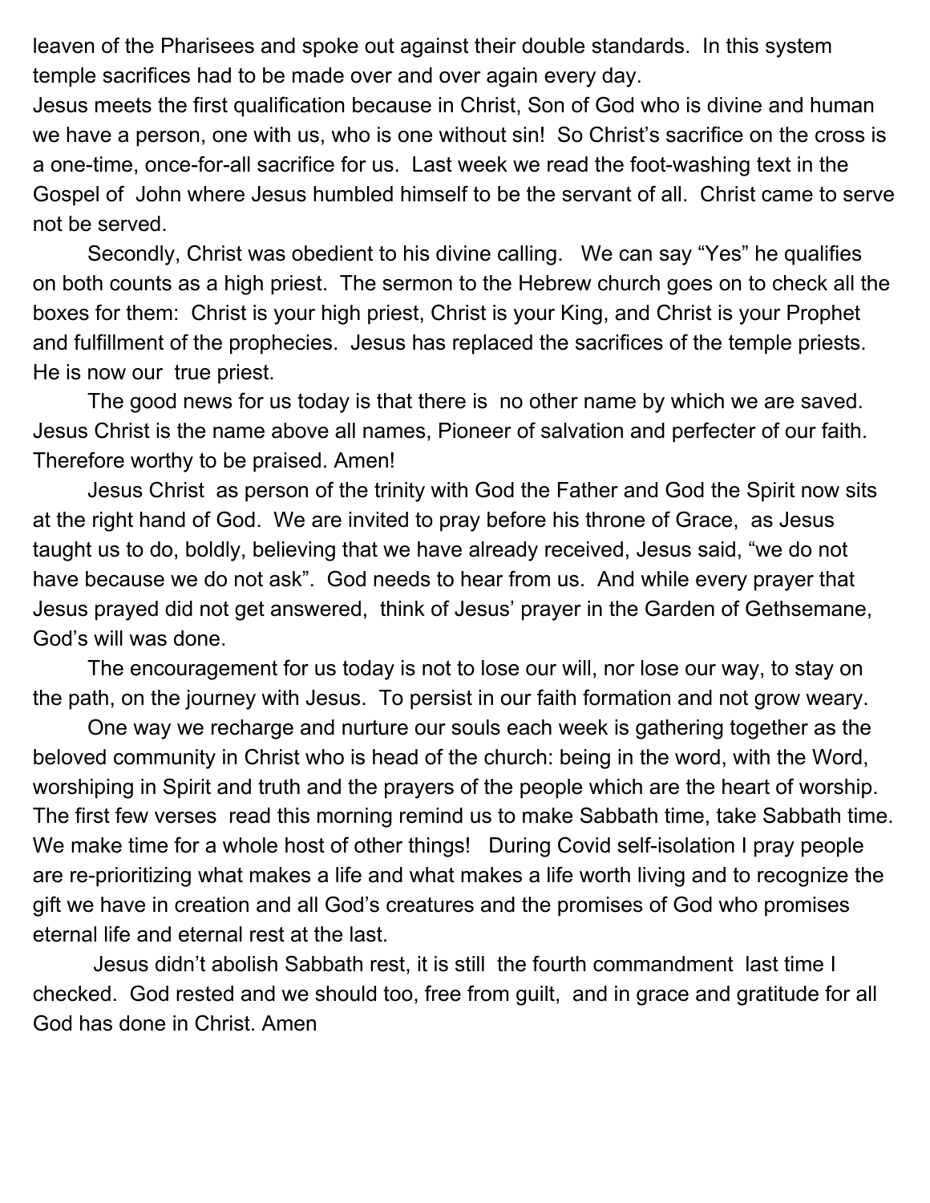leaven of the Pharisees and spoke out against their double standards. In this system temple sacrifices had to be made over and over again every day.

Jesus meets the first qualification because in Christ, Son of God who is divine and human we have a person, one with us, who is one without sin! So Christ's sacrifice on the cross is a one-time, once-for-all sacrifice for us. Last week we read the foot-washing text in the Gospel of John where Jesus humbled himself to be the servant of all. Christ came to serve not be served.

Secondly, Christ was obedient to his divine calling. We can say "Yes" he qualifies on both counts as a high priest. The sermon to the Hebrew church goes on to check all the boxes for them: Christ is your high priest, Christ is your King, and Christ is your Prophet and fulfillment of the prophecies. Jesus has replaced the sacrifices of the temple priests. He is now our true priest.

The good news for us today is that there is no other name by which we are saved. Jesus Christ is the name above all names, Pioneer of salvation and perfecter of our faith. Therefore worthy to be praised. Amen!

Jesus Christ as person of the trinity with God the Father and God the Spirit now sits at the right hand of God. We are invited to pray before his throne of Grace, as Jesus taught us to do, boldly, believing that we have already received, Jesus said, "we do not have because we do not ask". God needs to hear from us. And while every prayer that Jesus prayed did not get answered, think of Jesus' prayer in the Garden of Gethsemane, God's will was done.

The encouragement for us today is not to lose our will, nor lose our way, to stay on the path, on the journey with Jesus. To persist in our faith formation and not grow weary.

One way we recharge and nurture our souls each week is gathering together as the beloved community in Christ who is head of the church: being in the word, with the Word, worshiping in Spirit and truth and the prayers of the people which are the heart of worship. The first few verses read this morning remind us to make Sabbath time, take Sabbath time. We make time for a whole host of other things! During Covid self-isolation I pray people are re-prioritizing what makes a life and what makes a life worth living and to recognize the gift we have in creation and all God's creatures and the promises of God who promises eternal life and eternal rest at the last.

Jesus didn't abolish Sabbath rest, it is still the fourth commandment last time I checked. God rested and we should too, free from guilt, and in grace and gratitude for all God has done in Christ. Amen